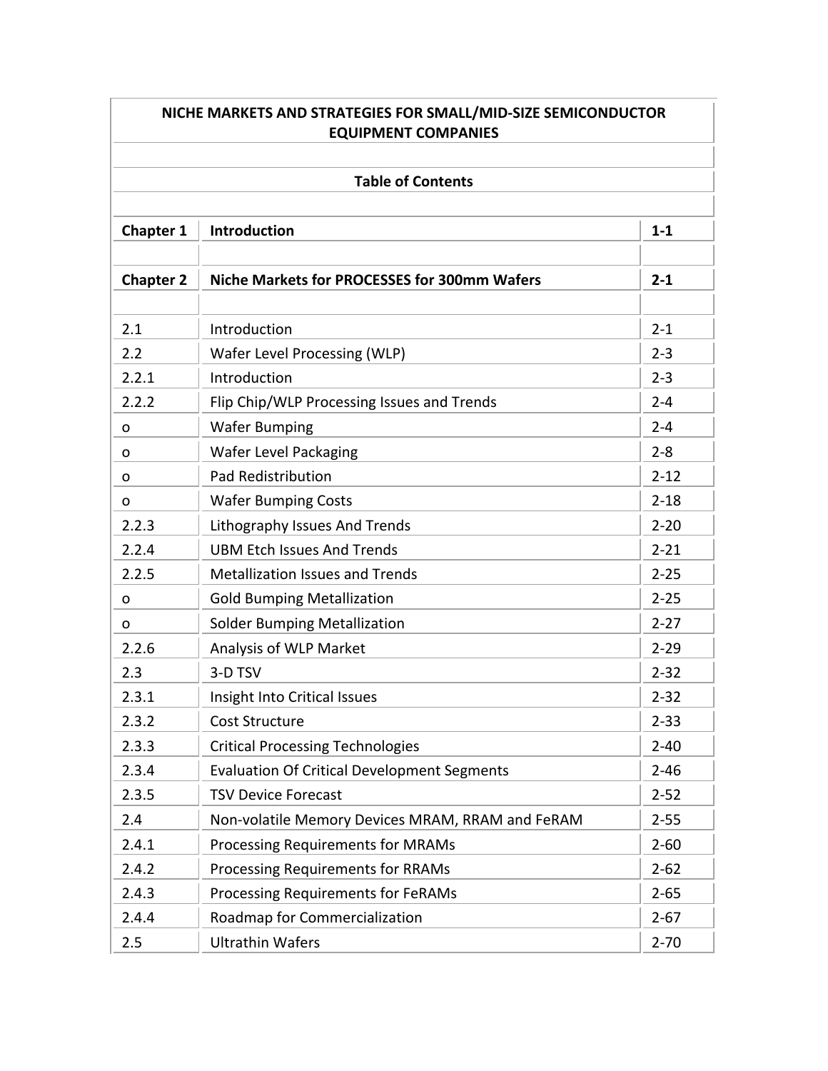# NICHE MARKETS AND STRATEGIES FOR SMALL/MID-SIZE SEMICONDUCTOR EQUIPMENT COMPANIES

## Table of Contents

| | | |
|---|---|---|
| **Chapter 1** | **Introduction** | **1-1** |
| | | |
| **Chapter 2** | **Niche Markets for PROCESSES for 300mm Wafers** | **2-1** |
| | | |
| 2.1 | Introduction | 2-1 |
| 2.2 | Wafer Level Processing (WLP) | 2-3 |
| 2.2.1 | Introduction | 2-3 |
| 2.2.2 | Flip Chip/WLP Processing Issues and Trends | 2-4 |
| o | Wafer Bumping | 2-4 |
| o | Wafer Level Packaging | 2-8 |
| o | Pad Redistribution | 2-12 |
| o | Wafer Bumping Costs | 2-18 |
| 2.2.3 | Lithography Issues And Trends | 2-20 |
| 2.2.4 | UBM Etch Issues And Trends | 2-21 |
| 2.2.5 | Metallization Issues and Trends | 2-25 |
| o | Gold Bumping Metallization | 2-25 |
| o | Solder Bumping Metallization | 2-27 |
| 2.2.6 | Analysis of WLP Market | 2-29 |
| 2.3 | 3-D TSV | 2-32 |
| 2.3.1 | Insight Into Critical Issues | 2-32 |
| 2.3.2 | Cost Structure | 2-33 |
| 2.3.3 | Critical Processing Technologies | 2-40 |
| 2.3.4 | Evaluation Of Critical Development Segments | 2-46 |
| 2.3.5 | TSV Device Forecast | 2-52 |
| 2.4 | Non-volatile Memory Devices MRAM, RRAM and FeRAM | 2-55 |
| 2.4.1 | Processing Requirements for MRAMs | 2-60 |
| 2.4.2 | Processing Requirements for RRAMs | 2-62 |
| 2.4.3 | Processing Requirements for FeRAMs | 2-65 |
| 2.4.4 | Roadmap for Commercialization | 2-67 |
| 2.5 | Ultrathin Wafers | 2-70 |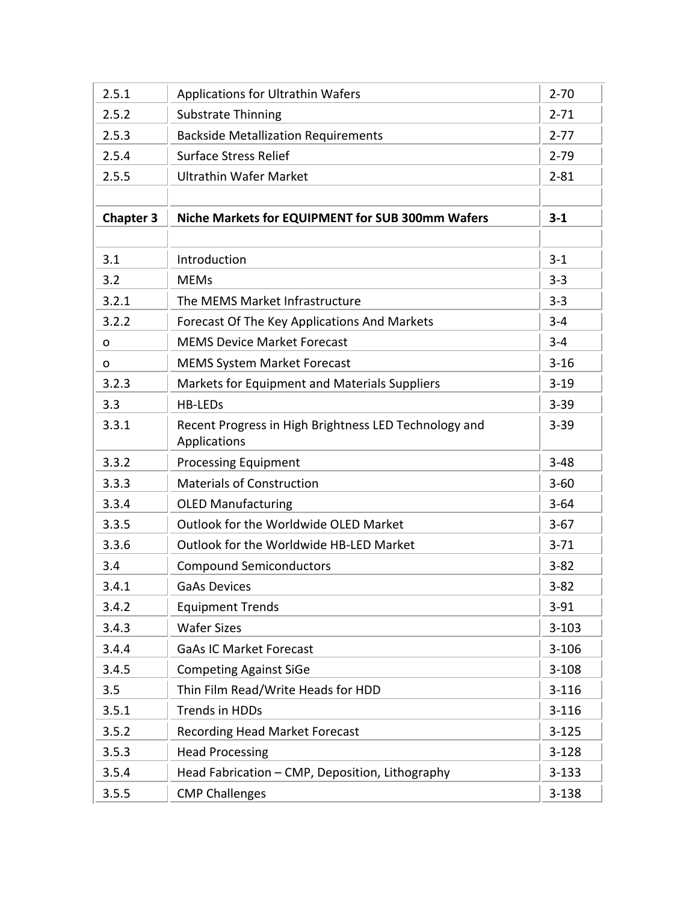| | | |
|---|---|---|
| 2.5.1 | Applications for Ultrathin Wafers | 2-70 |
| 2.5.2 | Substrate Thinning | 2-71 |
| 2.5.3 | Backside Metallization Requirements | 2-77 |
| 2.5.4 | Surface Stress Relief | 2-79 |
| 2.5.5 | Ultrathin Wafer Market | 2-81 |
| | | |
| **Chapter 3** | **Niche Markets for EQUIPMENT for SUB 300mm Wafers** | **3-1** |
| | | |
| 3.1 | Introduction | 3-1 |
| 3.2 | MEMs | 3-3 |
| 3.2.1 | The MEMS Market Infrastructure | 3-3 |
| 3.2.2 | Forecast Of The Key Applications And Markets | 3-4 |
| o | MEMS Device Market Forecast | 3-4 |
| o | MEMS System Market Forecast | 3-16 |
| 3.2.3 | Markets for Equipment and Materials Suppliers | 3-19 |
| 3.3 | HB-LEDs | 3-39 |
| 3.3.1 | Recent Progress in High Brightness LED Technology and Applications | 3-39 |
| 3.3.2 | Processing Equipment | 3-48 |
| 3.3.3 | Materials of Construction | 3-60 |
| 3.3.4 | OLED Manufacturing | 3-64 |
| 3.3.5 | Outlook for the Worldwide OLED Market | 3-67 |
| 3.3.6 | Outlook for the Worldwide HB-LED Market | 3-71 |
| 3.4 | Compound Semiconductors | 3-82 |
| 3.4.1 | GaAs Devices | 3-82 |
| 3.4.2 | Equipment Trends | 3-91 |
| 3.4.3 | Wafer Sizes | 3-103 |
| 3.4.4 | GaAs IC Market Forecast | 3-106 |
| 3.4.5 | Competing Against SiGe | 3-108 |
| 3.5 | Thin Film Read/Write Heads for HDD | 3-116 |
| 3.5.1 | Trends in HDDs | 3-116 |
| 3.5.2 | Recording Head Market Forecast | 3-125 |
| 3.5.3 | Head Processing | 3-128 |
| 3.5.4 | Head Fabrication – CMP, Deposition, Lithography | 3-133 |
| 3.5.5 | CMP Challenges | 3-138 |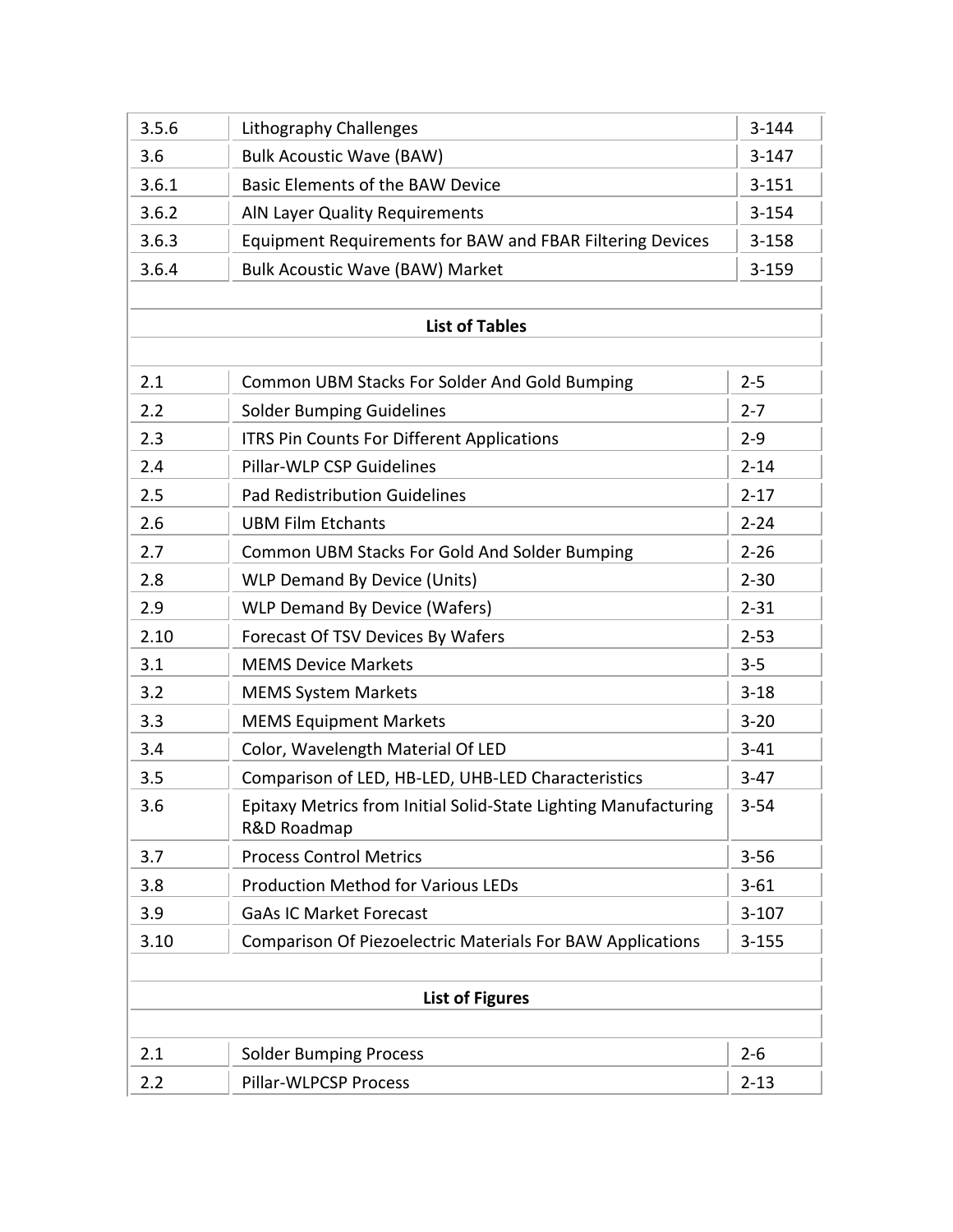| | | |
|---|---|---|
| 3.5.6 | Lithography Challenges | 3-144 |
| 3.6 | Bulk Acoustic Wave (BAW) | 3-147 |
| 3.6.1 | Basic Elements of the BAW Device | 3-151 |
| 3.6.2 | AlN Layer Quality Requirements | 3-154 |
| 3.6.3 | Equipment Requirements for BAW and FBAR Filtering Devices | 3-158 |
| 3.6.4 | Bulk Acoustic Wave (BAW) Market | 3-159 |

**List of Tables**

| | | |
|---|---|---|
| 2.1 | Common UBM Stacks For Solder And Gold Bumping | 2-5 |
| 2.2 | Solder Bumping Guidelines | 2-7 |
| 2.3 | ITRS Pin Counts For Different Applications | 2-9 |
| 2.4 | Pillar-WLP CSP Guidelines | 2-14 |
| 2.5 | Pad Redistribution Guidelines | 2-17 |
| 2.6 | UBM Film Etchants | 2-24 |
| 2.7 | Common UBM Stacks For Gold And Solder Bumping | 2-26 |
| 2.8 | WLP Demand By Device (Units) | 2-30 |
| 2.9 | WLP Demand By Device (Wafers) | 2-31 |
| 2.10 | Forecast Of TSV Devices By Wafers | 2-53 |
| 3.1 | MEMS Device Markets | 3-5 |
| 3.2 | MEMS System Markets | 3-18 |
| 3.3 | MEMS Equipment Markets | 3-20 |
| 3.4 | Color, Wavelength Material Of LED | 3-41 |
| 3.5 | Comparison of LED, HB-LED, UHB-LED Characteristics | 3-47 |
| 3.6 | Epitaxy Metrics from Initial Solid-State Lighting Manufacturing R&D Roadmap | 3-54 |
| 3.7 | Process Control Metrics | 3-56 |
| 3.8 | Production Method for Various LEDs | 3-61 |
| 3.9 | GaAs IC Market Forecast | 3-107 |
| 3.10 | Comparison Of Piezoelectric Materials For BAW Applications | 3-155 |

**List of Figures**

| | | |
|---|---|---|
| 2.1 | Solder Bumping Process | 2-6 |
| 2.2 | Pillar-WLPCSP Process | 2-13 |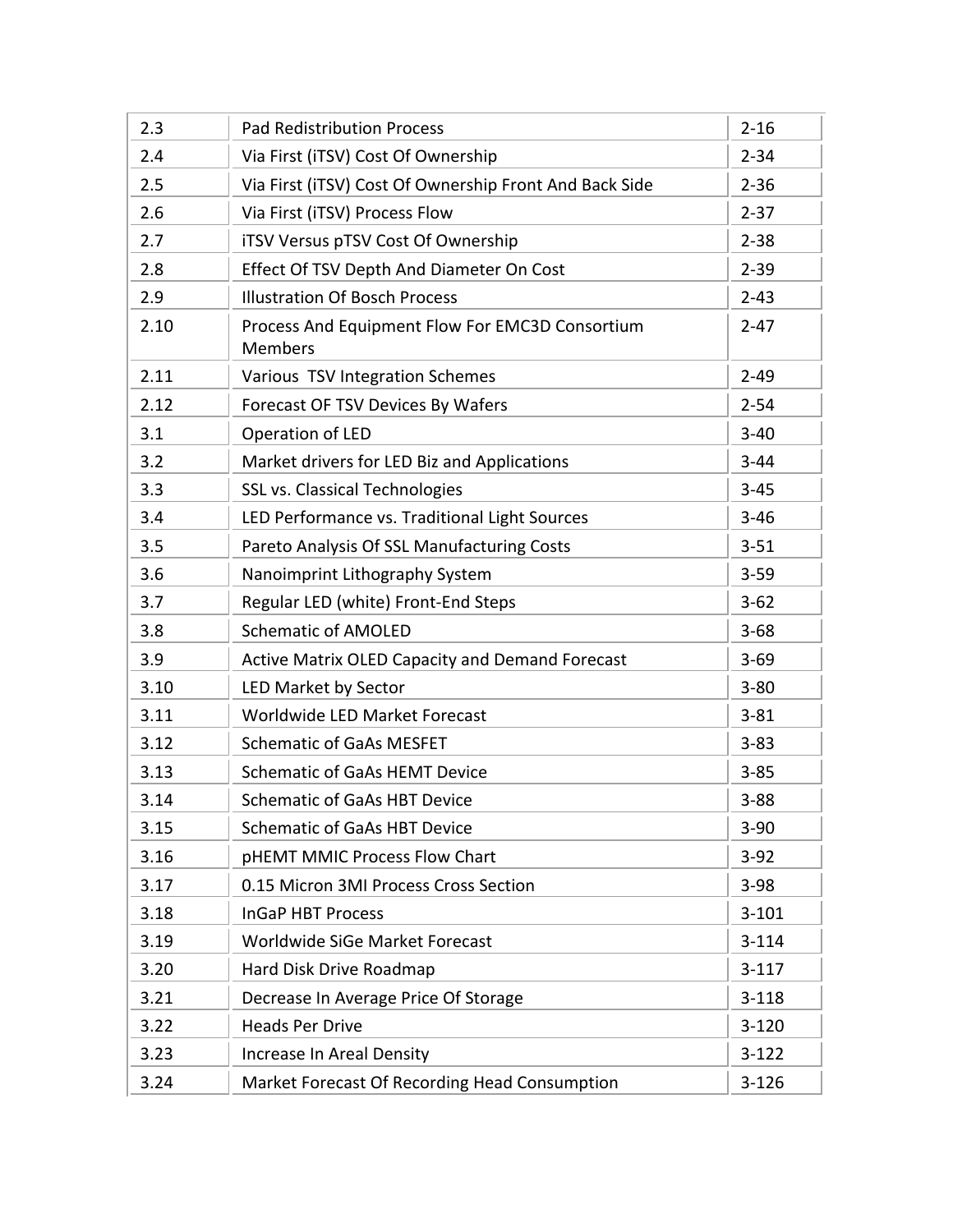| | | |
|---|---|---|
| 2.3 | Pad Redistribution Process | 2-16 |
| 2.4 | Via First (iTSV) Cost Of Ownership | 2-34 |
| 2.5 | Via First (iTSV) Cost Of Ownership Front And Back Side | 2-36 |
| 2.6 | Via First (iTSV) Process Flow | 2-37 |
| 2.7 | iTSV Versus pTSV Cost Of Ownership | 2-38 |
| 2.8 | Effect Of TSV Depth And Diameter On Cost | 2-39 |
| 2.9 | Illustration Of Bosch Process | 2-43 |
| 2.10 | Process And Equipment Flow For EMC3D Consortium Members | 2-47 |
| 2.11 | Various TSV Integration Schemes | 2-49 |
| 2.12 | Forecast OF TSV Devices By Wafers | 2-54 |
| 3.1 | Operation of LED | 3-40 |
| 3.2 | Market drivers for LED Biz and Applications | 3-44 |
| 3.3 | SSL vs. Classical Technologies | 3-45 |
| 3.4 | LED Performance vs. Traditional Light Sources | 3-46 |
| 3.5 | Pareto Analysis Of SSL Manufacturing Costs | 3-51 |
| 3.6 | Nanoimprint Lithography System | 3-59 |
| 3.7 | Regular LED (white) Front-End Steps | 3-62 |
| 3.8 | Schematic of AMOLED | 3-68 |
| 3.9 | Active Matrix OLED Capacity and Demand Forecast | 3-69 |
| 3.10 | LED Market by Sector | 3-80 |
| 3.11 | Worldwide LED Market Forecast | 3-81 |
| 3.12 | Schematic of GaAs MESFET | 3-83 |
| 3.13 | Schematic of GaAs HEMT Device | 3-85 |
| 3.14 | Schematic of GaAs HBT Device | 3-88 |
| 3.15 | Schematic of GaAs HBT Device | 3-90 |
| 3.16 | pHEMT MMIC Process Flow Chart | 3-92 |
| 3.17 | 0.15 Micron 3MI Process Cross Section | 3-98 |
| 3.18 | InGaP HBT Process | 3-101 |
| 3.19 | Worldwide SiGe Market Forecast | 3-114 |
| 3.20 | Hard Disk Drive Roadmap | 3-117 |
| 3.21 | Decrease In Average Price Of Storage | 3-118 |
| 3.22 | Heads Per Drive | 3-120 |
| 3.23 | Increase In Areal Density | 3-122 |
| 3.24 | Market Forecast Of Recording Head Consumption | 3-126 |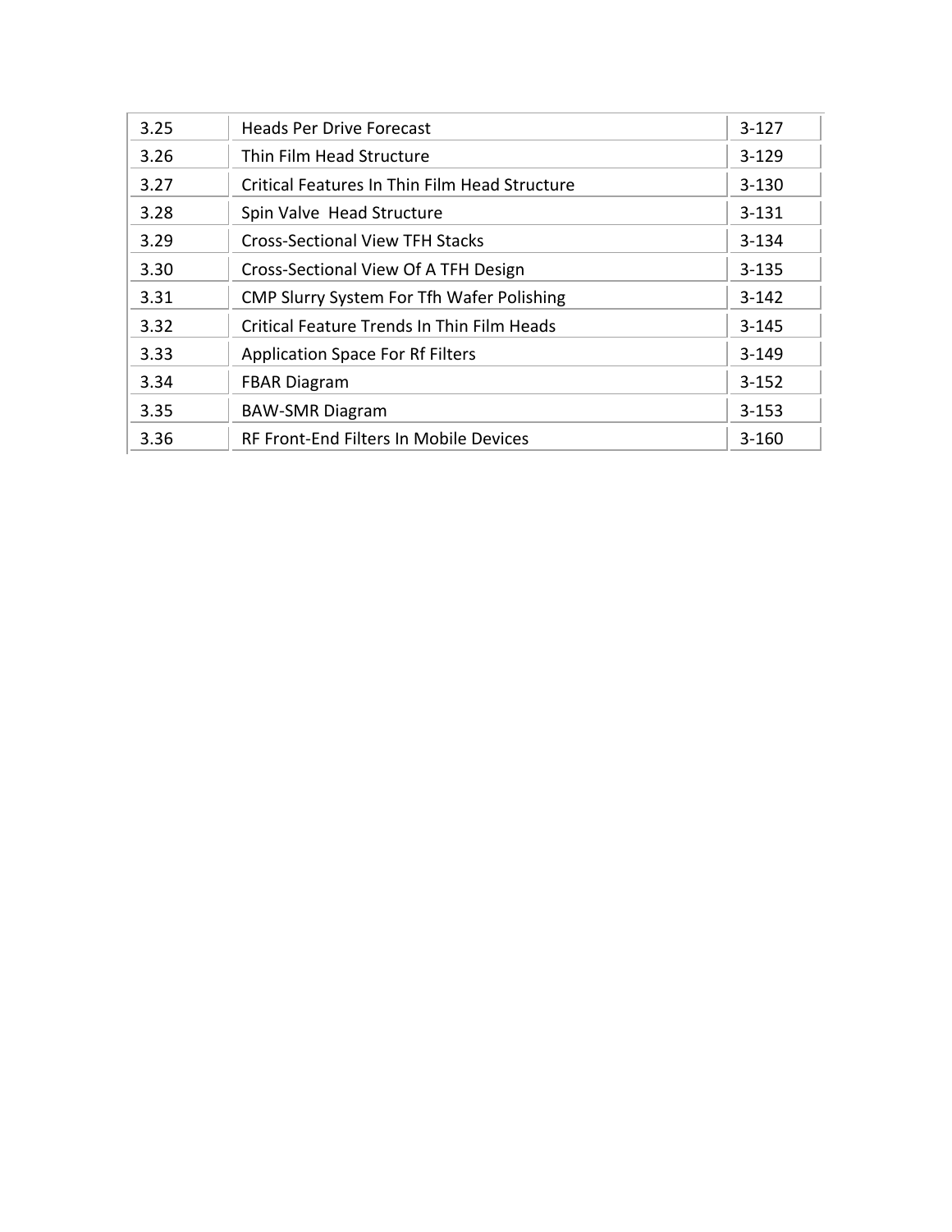| | | |
|---|---|---|
| 3.25 | Heads Per Drive Forecast | 3-127 |
| 3.26 | Thin Film Head Structure | 3-129 |
| 3.27 | Critical Features In Thin Film Head Structure | 3-130 |
| 3.28 | Spin Valve  Head Structure | 3-131 |
| 3.29 | Cross-Sectional View TFH Stacks | 3-134 |
| 3.30 | Cross-Sectional View Of A TFH Design | 3-135 |
| 3.31 | CMP Slurry System For Tfh Wafer Polishing | 3-142 |
| 3.32 | Critical Feature Trends In Thin Film Heads | 3-145 |
| 3.33 | Application Space For Rf Filters | 3-149 |
| 3.34 | FBAR Diagram | 3-152 |
| 3.35 | BAW-SMR Diagram | 3-153 |
| 3.36 | RF Front-End Filters In Mobile Devices | 3-160 |